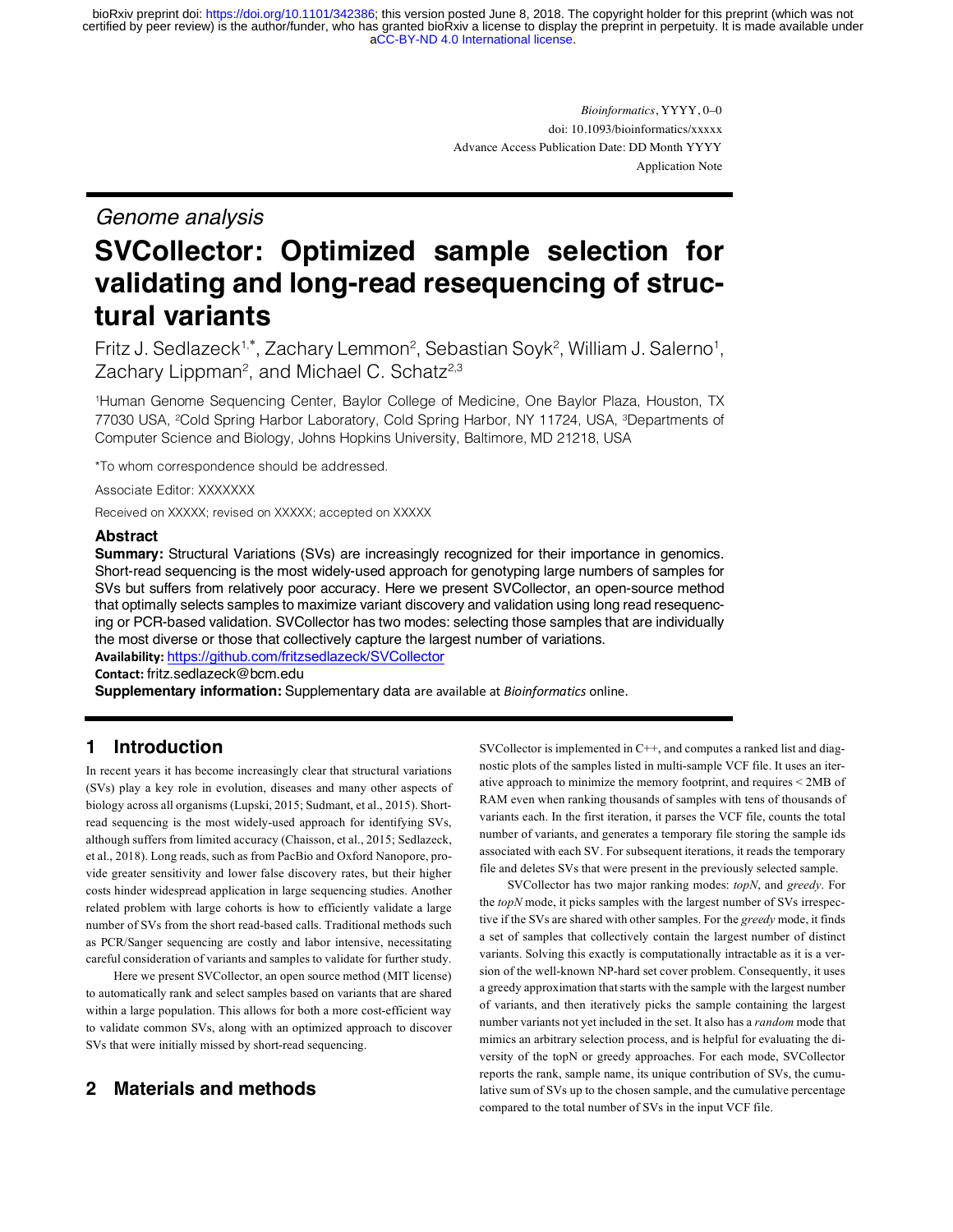Genome analysis

# SVCollector: Optimized sample selection for validating and long-read resequencing of structural variants

Fritz J. Sedlazeck[1,*], Zachary Lemmon[2], Sebastian Soyk[2], William J. Salerno[1], Zachary Lippman[2], and Michael C. Schatz[2,3]

[1]Human Genome Sequencing Center, Baylor College of Medicine, One Baylor Plaza, Houston, TX 77030 USA, [2]Cold Spring Harbor Laboratory, Cold Spring Harbor, NY 11724, USA, [3]Departments of Computer Science and Biology, Johns Hopkins University, Baltimore, MD 21218, USA

*To whom correspondence should be addressed.

Associate Editor: XXXXXXX

Received on XXXXX; revised on XXXXX; accepted on XXXXX

## Abstract

**Summary:** Structural Variations (SVs) are increasingly recognized for their importance in genomics. Short-read sequencing is the most widely-used approach for genotyping large numbers of samples for SVs but suffers from relatively poor accuracy. Here we present SVCollector, an open-source method that optimally selects samples to maximize variant discovery and validation using long read resequencing or PCR-based validation. SVCollector has two modes: selecting those samples that are individually the most diverse or those that collectively capture the largest number of variations.

**Availability:** https://github.com/fritzsedlazeck/SVCollector

**Contact:** fritz.sedlazeck@bcm.edu

**Supplementary information:** Supplementary data are available at *Bioinformatics* online.

## 1 Introduction

In recent years it has become increasingly clear that structural variations (SVs) play a key role in evolution, diseases and many other aspects of biology across all organisms (Lupski, 2015; Sudmant, et al., 2015). Short-read sequencing is the most widely-used approach for identifying SVs, although suffers from limited accuracy (Chaisson, et al., 2015; Sedlazeck, et al., 2018). Long reads, such as from PacBio and Oxford Nanopore, provide greater sensitivity and lower false discovery rates, but their higher costs hinder widespread application in large sequencing studies. Another related problem with large cohorts is how to efficiently validate a large number of SVs from the short read-based calls. Traditional methods such as PCR/Sanger sequencing are costly and labor intensive, necessitating careful consideration of variants and samples to validate for further study.

Here we present SVCollector, an open source method (MIT license) to automatically rank and select samples based on variants that are shared within a large population. This allows for both a more cost-efficient way to validate common SVs, along with an optimized approach to discover SVs that were initially missed by short-read sequencing.

## 2 Materials and methods

SVCollector is implemented in C++, and computes a ranked list and diagnostic plots of the samples listed in multi-sample VCF file. It uses an iterative approach to minimize the memory footprint, and requires < 2MB of RAM even when ranking thousands of samples with tens of thousands of variants each. In the first iteration, it parses the VCF file, counts the total number of variants, and generates a temporary file storing the sample ids associated with each SV. For subsequent iterations, it reads the temporary file and deletes SVs that were present in the previously selected sample.

SVCollector has two major ranking modes: *topN*, and *greedy*. For the *topN* mode, it picks samples with the largest number of SVs irrespective if the SVs are shared with other samples. For the *greedy* mode, it finds a set of samples that collectively contain the largest number of distinct variants. Solving this exactly is computationally intractable as it is a version of the well-known NP-hard set cover problem. Consequently, it uses a greedy approximation that starts with the sample with the largest number of variants, and then iteratively picks the sample containing the largest number variants not yet included in the set. It also has a *random* mode that mimics an arbitrary selection process, and is helpful for evaluating the diversity of the topN or greedy approaches. For each mode, SVCollector reports the rank, sample name, its unique contribution of SVs, the cumulative sum of SVs up to the chosen sample, and the cumulative percentage compared to the total number of SVs in the input VCF file.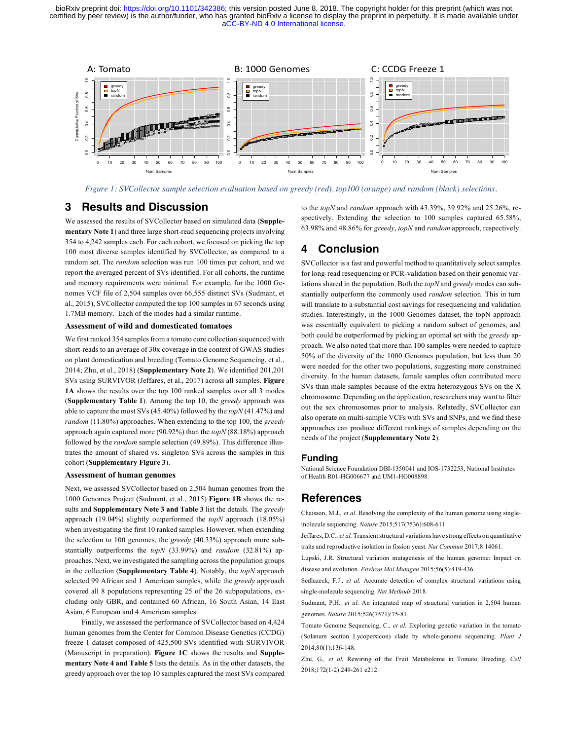A: Tomato

B: 1000 Genomes

C: CCDG Freeze 1

greedy
topN
random

Cummulative Fraction of SVs

0.0 0.2 0.4 0.6 0.8 1.0

0 10 20 30 40 50 60 70 80 90 100

Num Samples

*Figure 1: SVCollector sample selection evaluation based on greedy (red), top100 (orange) and random (black) selections.*

## 3 Results and Discussion

We assessed the results of SVCollector based on simulated data (**Supplementary Note 1**) and three large short-read sequencing projects involving 354 to 4,242 samples each. For each cohort, we focused on picking the top 100 most diverse samples identified by SVCollector, as compared to a random set. The *random* selection was run 100 times per cohort, and we report the averaged percent of SVs identified. For all cohorts, the runtime and memory requirements were minimal. For example, for the 1000 Genomes VCF file of 2,504 samples over 66,555 distinct SVs (Sudmant, et al., 2015), SVCollector computed the top 100 samples in 67 seconds using 1.7MB memory. Each of the modes had a similar runtime.

### Assessment of wild and domesticated tomatoes

We first ranked 354 samples from a tomato core collection sequenced with short-reads to an average of 30x coverage in the context of GWAS studies on plant domestication and breeding (Tomato Genome Sequencing, et al., 2014; Zhu, et al., 2018) (**Supplementary Note 2**). We identified 201,201 SVs using SURVIVOR (Jeffares, et al., 2017) across all samples. **Figure 1A** shows the results over the top 100 ranked samples over all 3 modes (**Supplementary Table 1**). Among the top 10, the *greedy* approach was able to capture the most SVs (45.40%) followed by the *topN* (41.47%) and *random* (11.80%) approaches. When extending to the top 100, the *greedy* approach again captured more (90.92%) than the *topN* (88.18%) approach followed by the *random* sample selection (49.89%). This difference illustrates the amount of shared vs. singleton SVs across the samples in this cohort (**Supplementary Figure 3**).

### Assessment of human genomes

Next, we assessed SVCollector based on 2,504 human genomes from the 1000 Genomes Project (Sudmant, et al., 2015) **Figure 1B** shows the results and **Supplementary Note 3 and Table 3** list the details. The *greedy* approach (19.04%) slightly outperformed the *topN* approach (18.05%) when investigating the first 10 ranked samples. However, when extending the selection to 100 genomes, the *greedy* (40.33%) approach more substantially outperforms the *topN* (33.99%) and *random* (32.81%) approaches. Next, we investigated the sampling across the population groups in the collection (**Supplementary Table 4**). Notably, the *topN* approach selected 99 African and 1 American samples, while the *greedy* approach covered all 8 populations representing 25 of the 26 subpopulations, excluding only GBR, and contained 60 African, 16 South Asian, 14 East Asian, 6 European and 4 American samples.

Finally, we assessed the performance of SVCollector based on 4,424 human genomes from the Center for Common Disease Genetics (CCDG) freeze 1 dataset composed of 425,500 SVs identified with SURVIVOR (Manuscript in preparation). **Figure 1C** shows the results and **Supplementary Note 4 and Table 5** lists the details. As in the other datasets, the greedy approach over the top 10 samples captured the most SVs compared to the *topN* and *random* approach with 43.39%, 39.92% and 25.26%, respectively. Extending the selection to 100 samples captured 65.58%, 63.98% and 48.86% for *greedy*, *topN* and *random* approach, respectively.

## 4 Conclusion

SVCollector is a fast and powerful method to quantitatively select samples for long-read resequencing or PCR-validation based on their genomic variations shared in the population. Both the *topN* and *greedy* modes can substantially outperform the commonly used *random* selection. This in turn will translate to a substantial cost savings for resequencing and validation studies. Interestingly, in the 1000 Genomes dataset, the topN approach was essentially equivalent to picking a random subset of genomes, and both could be outperformed by picking an optimal set with the *greedy* approach. We also noted that more than 100 samples were needed to capture 50% of the diversity of the 1000 Genomes population, but less than 20 were needed for the other two populations, suggesting more constrained diversity. In the human datasets, female samples often contributed more SVs than male samples because of the extra heterozygous SVs on the X chromosome. Depending on the application, researchers may want to filter out the sex chromosomes prior to analysis. Relatedly, SVCollector can also operate on multi-sample VCFs with SVs and SNPs, and we find these approaches can produce different rankings of samples depending on the needs of the project (**Supplementary Note 2**).

## Funding

National Science Foundation DBI-1350041 and IOS-1732253, National Institutes of Health R01-HG006677 and UM1-HG008898.

## References

Chaisson, M.J.*, et al.* Resolving the complexity of the human genome using single-molecule sequencing. *Nature* 2015;517(7536):608-611.

Jeffares, D.C.*, et al.* Transient structural variations have strong effects on quantitative traits and reproductive isolation in fission yeast. *Nat Commun* 2017;8:14061.

Lupski, J.R. Structural variation mutagenesis of the human genome: Impact on disease and evolution. *Environ Mol Mutagen* 2015;56(5):419-436.

Sedlazeck, F.J.*, et al.* Accurate detection of complex structural variations using single-molecule sequencing. *Nat Methods* 2018.

Sudmant, P.H.*, et al.* An integrated map of structural variation in 2,504 human genomes. *Nature* 2015;526(7571):75-81.

Tomato Genome Sequencing, C.*, et al.* Exploring genetic variation in the tomato (Solanum section Lycopersicon) clade by whole-genome sequencing. *Plant J* 2014;80(1):136-148.

Zhu, G.*, et al.* Rewiring of the Fruit Metabolome in Tomato Breeding. *Cell* 2018;172(1-2):249-261 e212.